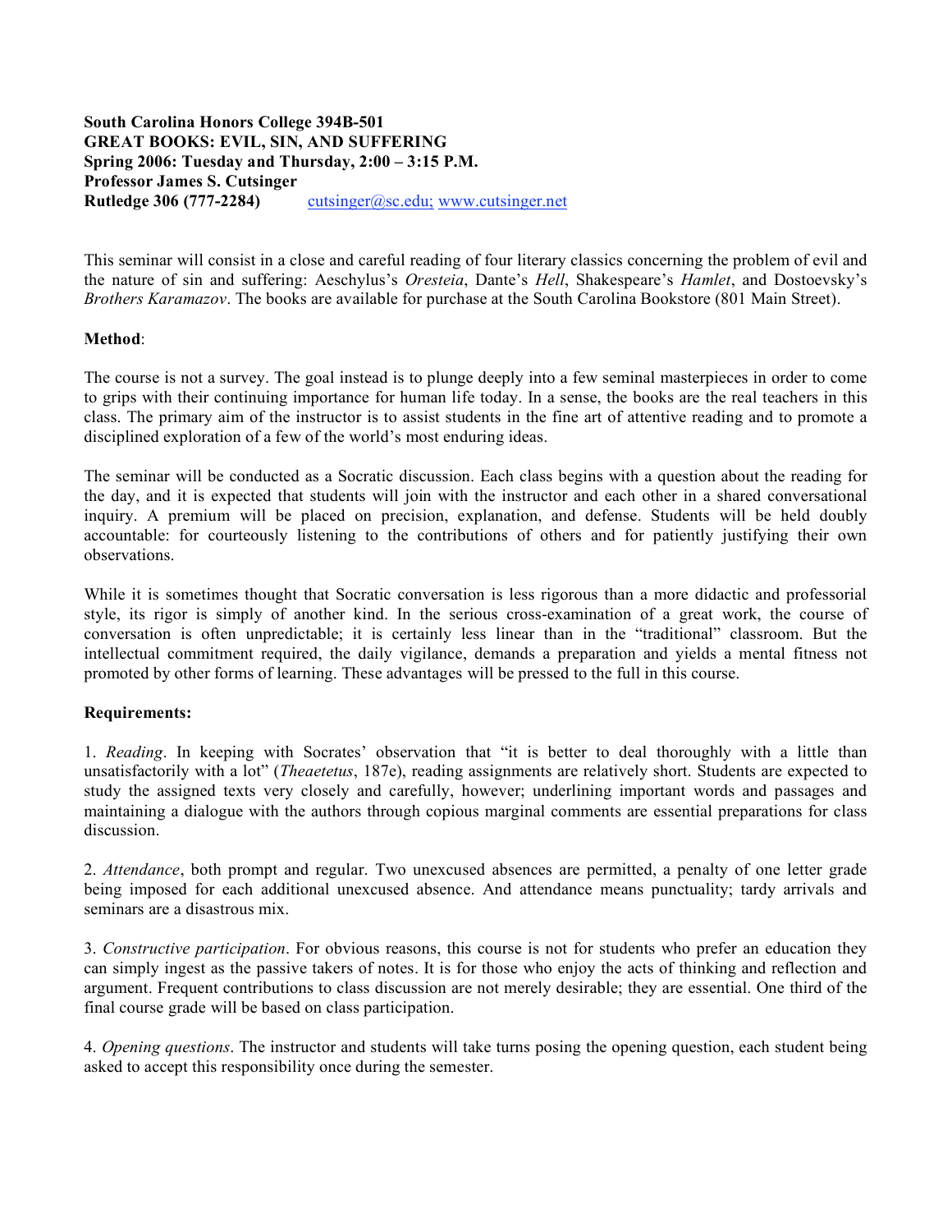**South Carolina Honors College 394B-501**
**GREAT BOOKS: EVIL, SIN, AND SUFFERING**
**Spring 2006: Tuesday and Thursday, 2:00 – 3:15 P.M.**
**Professor James S. Cutsinger**
**Rutledge 306 (777-2284)** cutsinger@sc.edu; www.cutsinger.net

This seminar will consist in a close and careful reading of four literary classics concerning the problem of evil and the nature of sin and suffering: Aeschylus's *Oresteia*, Dante's *Hell*, Shakespeare's *Hamlet*, and Dostoevsky's *Brothers Karamazov*. The books are available for purchase at the South Carolina Bookstore (801 Main Street).

**Method**:

The course is not a survey. The goal instead is to plunge deeply into a few seminal masterpieces in order to come to grips with their continuing importance for human life today. In a sense, the books are the real teachers in this class. The primary aim of the instructor is to assist students in the fine art of attentive reading and to promote a disciplined exploration of a few of the world's most enduring ideas.

The seminar will be conducted as a Socratic discussion. Each class begins with a question about the reading for the day, and it is expected that students will join with the instructor and each other in a shared conversational inquiry. A premium will be placed on precision, explanation, and defense. Students will be held doubly accountable: for courteously listening to the contributions of others and for patiently justifying their own observations.

While it is sometimes thought that Socratic conversation is less rigorous than a more didactic and professorial style, its rigor is simply of another kind. In the serious cross-examination of a great work, the course of conversation is often unpredictable; it is certainly less linear than in the "traditional" classroom. But the intellectual commitment required, the daily vigilance, demands a preparation and yields a mental fitness not promoted by other forms of learning. These advantages will be pressed to the full in this course.

**Requirements:**

1. *Reading*. In keeping with Socrates' observation that "it is better to deal thoroughly with a little than unsatisfactorily with a lot" (*Theaetetus*, 187e), reading assignments are relatively short. Students are expected to study the assigned texts very closely and carefully, however; underlining important words and passages and maintaining a dialogue with the authors through copious marginal comments are essential preparations for class discussion.

2. *Attendance*, both prompt and regular. Two unexcused absences are permitted, a penalty of one letter grade being imposed for each additional unexcused absence. And attendance means punctuality; tardy arrivals and seminars are a disastrous mix.

3. *Constructive participation*. For obvious reasons, this course is not for students who prefer an education they can simply ingest as the passive takers of notes. It is for those who enjoy the acts of thinking and reflection and argument. Frequent contributions to class discussion are not merely desirable; they are essential. One third of the final course grade will be based on class participation.

4. *Opening questions*. The instructor and students will take turns posing the opening question, each student being asked to accept this responsibility once during the semester.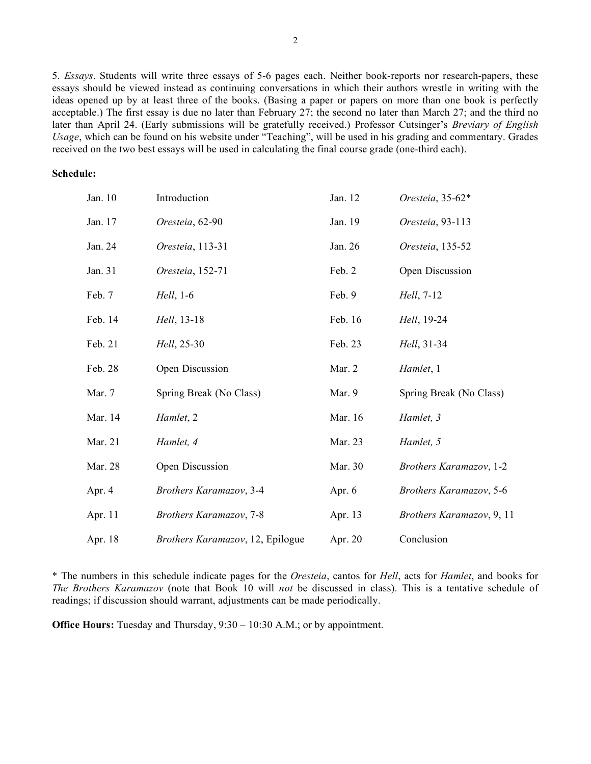5. *Essays*. Students will write three essays of 5-6 pages each. Neither book-reports nor research-papers, these essays should be viewed instead as continuing conversations in which their authors wrestle in writing with the ideas opened up by at least three of the books. (Basing a paper or papers on more than one book is perfectly acceptable.) The first essay is due no later than February 27; the second no later than March 27; and the third no later than April 24. (Early submissions will be gratefully received.) Professor Cutsinger's *Breviary of English Usage*, which can be found on his website under "Teaching", will be used in his grading and commentary. Grades received on the two best essays will be used in calculating the final course grade (one-third each).

**Schedule:**

| | | | |
|---|---|---|---|
| Jan. 10 | Introduction | Jan. 12 | *Oresteia*, 35-62* |
| Jan. 17 | *Oresteia*, 62-90 | Jan. 19 | *Oresteia*, 93-113 |
| Jan. 24 | *Oresteia*, 113-31 | Jan. 26 | *Oresteia*, 135-52 |
| Jan. 31 | *Oresteia*, 152-71 | Feb. 2 | Open Discussion |
| Feb. 7 | *Hell*, 1-6 | Feb. 9 | *Hell*, 7-12 |
| Feb. 14 | *Hell*, 13-18 | Feb. 16 | *Hell*, 19-24 |
| Feb. 21 | *Hell*, 25-30 | Feb. 23 | *Hell*, 31-34 |
| Feb. 28 | Open Discussion | Mar. 2 | *Hamlet*, 1 |
| Mar. 7 | Spring Break (No Class) | Mar. 9 | Spring Break (No Class) |
| Mar. 14 | *Hamlet*, 2 | Mar. 16 | *Hamlet, 3* |
| Mar. 21 | *Hamlet, 4* | Mar. 23 | *Hamlet, 5* |
| Mar. 28 | Open Discussion | Mar. 30 | *Brothers Karamazov*, 1-2 |
| Apr. 4 | *Brothers Karamazov*, 3-4 | Apr. 6 | *Brothers Karamazov*, 5-6 |
| Apr. 11 | *Brothers Karamazov*, 7-8 | Apr. 13 | *Brothers Karamazov*, 9, 11 |
| Apr. 18 | *Brothers Karamazov*, 12, Epilogue | Apr. 20 | Conclusion |

\* The numbers in this schedule indicate pages for the *Oresteia*, cantos for *Hell*, acts for *Hamlet*, and books for *The Brothers Karamazov* (note that Book 10 will *not* be discussed in class). This is a tentative schedule of readings; if discussion should warrant, adjustments can be made periodically.

**Office Hours:** Tuesday and Thursday, 9:30 – 10:30 A.M.; or by appointment.